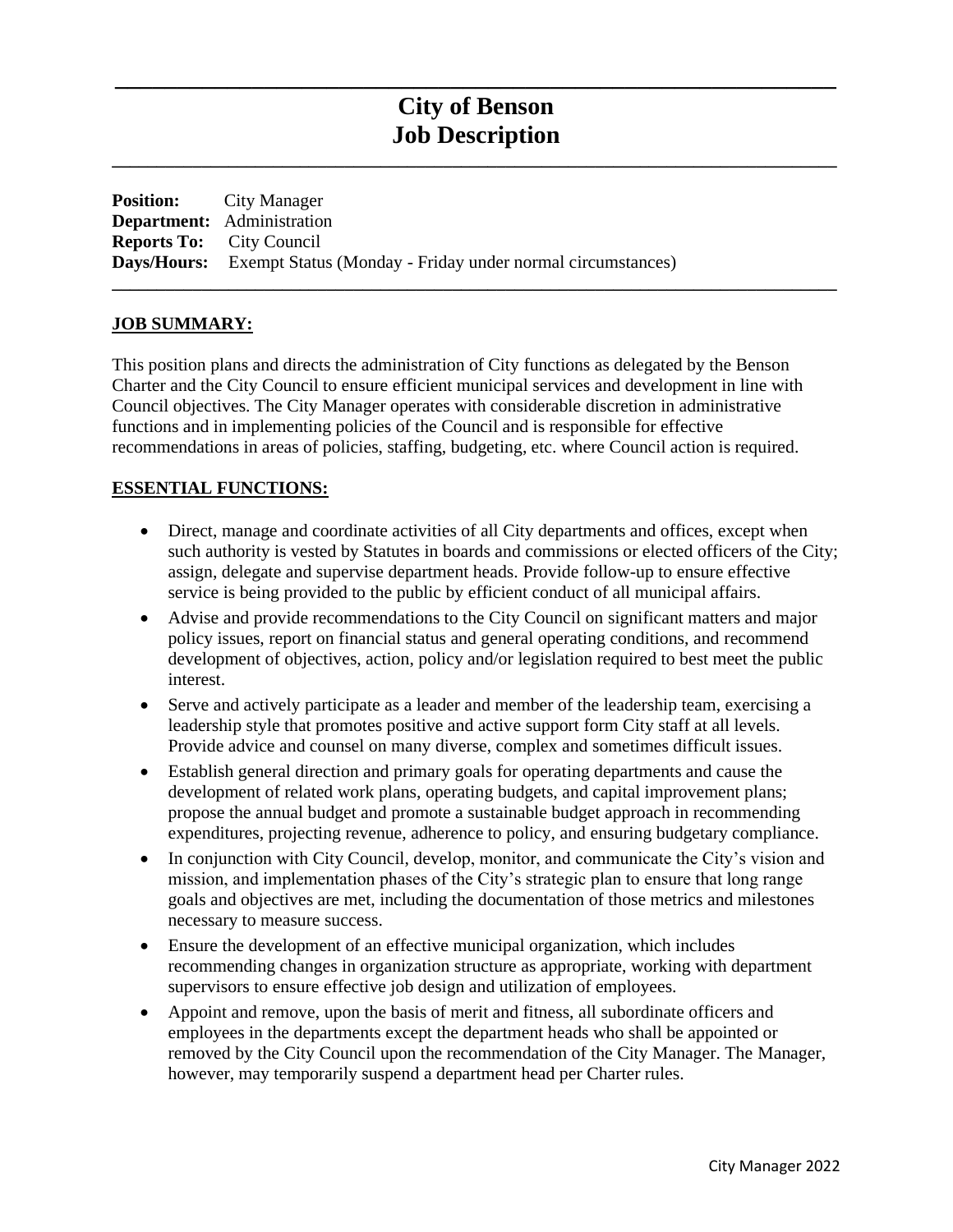# City of Benson
# Job Description

**Position:** City Manager
**Department:** Administration
**Reports To:** City Council
**Days/Hours:** Exempt Status (Monday - Friday under normal circumstances)

## JOB SUMMARY:

This position plans and directs the administration of City functions as delegated by the Benson Charter and the City Council to ensure efficient municipal services and development in line with Council objectives. The City Manager operates with considerable discretion in administrative functions and in implementing policies of the Council and is responsible for effective recommendations in areas of policies, staffing, budgeting, etc. where Council action is required.

## ESSENTIAL FUNCTIONS:

- Direct, manage and coordinate activities of all City departments and offices, except when such authority is vested by Statutes in boards and commissions or elected officers of the City; assign, delegate and supervise department heads. Provide follow-up to ensure effective service is being provided to the public by efficient conduct of all municipal affairs.
- Advise and provide recommendations to the City Council on significant matters and major policy issues, report on financial status and general operating conditions, and recommend development of objectives, action, policy and/or legislation required to best meet the public interest.
- Serve and actively participate as a leader and member of the leadership team, exercising a leadership style that promotes positive and active support form City staff at all levels. Provide advice and counsel on many diverse, complex and sometimes difficult issues.
- Establish general direction and primary goals for operating departments and cause the development of related work plans, operating budgets, and capital improvement plans; propose the annual budget and promote a sustainable budget approach in recommending expenditures, projecting revenue, adherence to policy, and ensuring budgetary compliance.
- In conjunction with City Council, develop, monitor, and communicate the City's vision and mission, and implementation phases of the City's strategic plan to ensure that long range goals and objectives are met, including the documentation of those metrics and milestones necessary to measure success.
- Ensure the development of an effective municipal organization, which includes recommending changes in organization structure as appropriate, working with department supervisors to ensure effective job design and utilization of employees.
- Appoint and remove, upon the basis of merit and fitness, all subordinate officers and employees in the departments except the department heads who shall be appointed or removed by the City Council upon the recommendation of the City Manager. The Manager, however, may temporarily suspend a department head per Charter rules.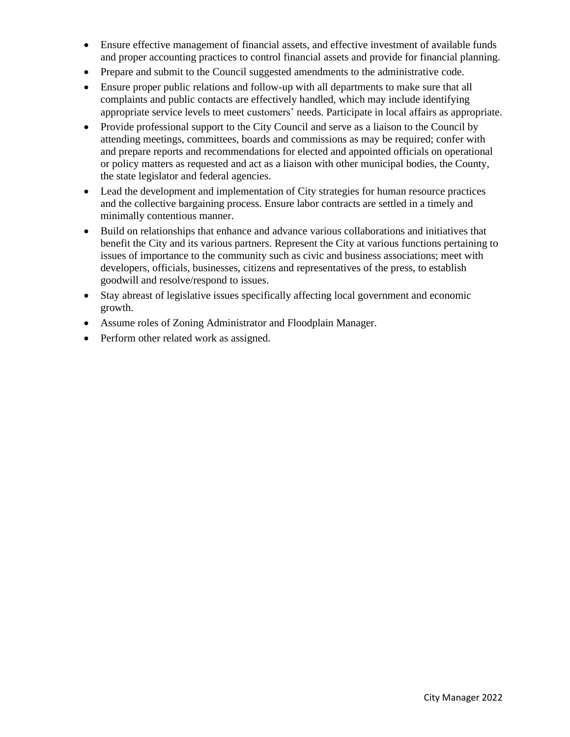- Ensure effective management of financial assets, and effective investment of available funds and proper accounting practices to control financial assets and provide for financial planning.
- Prepare and submit to the Council suggested amendments to the administrative code.
- Ensure proper public relations and follow-up with all departments to make sure that all complaints and public contacts are effectively handled, which may include identifying appropriate service levels to meet customers' needs. Participate in local affairs as appropriate.
- Provide professional support to the City Council and serve as a liaison to the Council by attending meetings, committees, boards and commissions as may be required; confer with and prepare reports and recommendations for elected and appointed officials on operational or policy matters as requested and act as a liaison with other municipal bodies, the County, the state legislator and federal agencies.
- Lead the development and implementation of City strategies for human resource practices and the collective bargaining process. Ensure labor contracts are settled in a timely and minimally contentious manner.
- Build on relationships that enhance and advance various collaborations and initiatives that benefit the City and its various partners. Represent the City at various functions pertaining to issues of importance to the community such as civic and business associations; meet with developers, officials, businesses, citizens and representatives of the press, to establish goodwill and resolve/respond to issues.
- Stay abreast of legislative issues specifically affecting local government and economic growth.
- Assume roles of Zoning Administrator and Floodplain Manager.
- Perform other related work as assigned.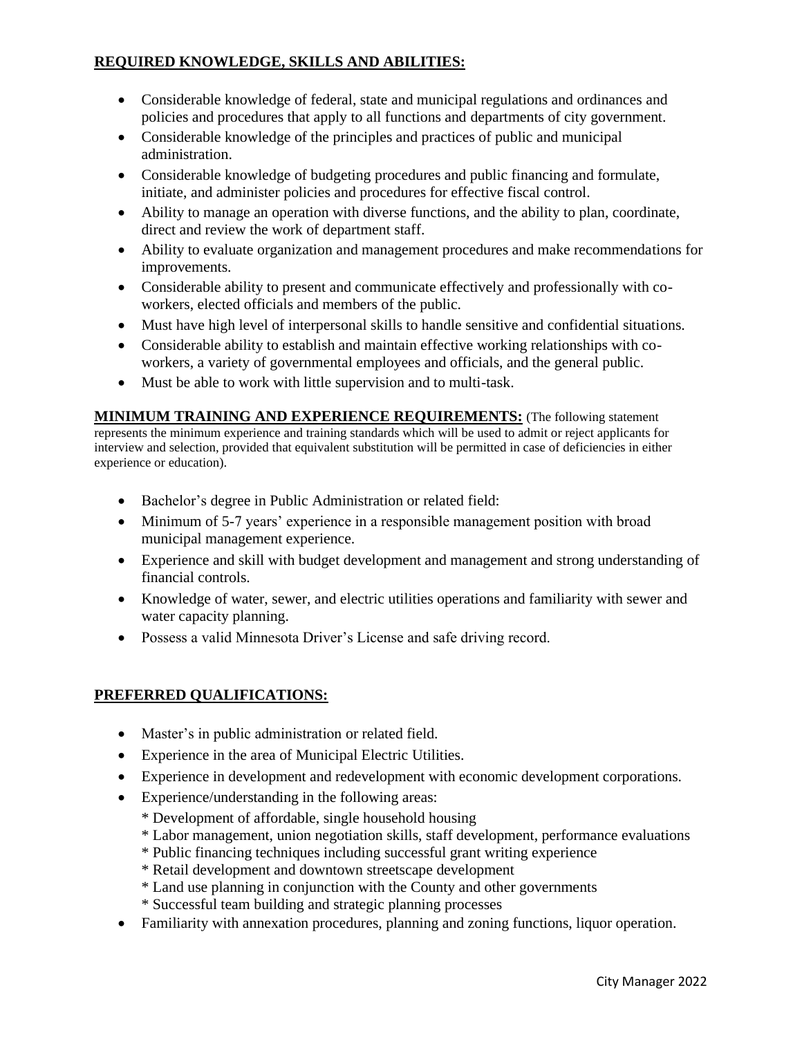## **REQUIRED KNOWLEDGE, SKILLS AND ABILITIES:**

- Considerable knowledge of federal, state and municipal regulations and ordinances and policies and procedures that apply to all functions and departments of city government.
- Considerable knowledge of the principles and practices of public and municipal administration.
- Considerable knowledge of budgeting procedures and public financing and formulate, initiate, and administer policies and procedures for effective fiscal control.
- Ability to manage an operation with diverse functions, and the ability to plan, coordinate, direct and review the work of department staff.
- Ability to evaluate organization and management procedures and make recommendations for improvements.
- Considerable ability to present and communicate effectively and professionally with co-workers, elected officials and members of the public.
- Must have high level of interpersonal skills to handle sensitive and confidential situations.
- Considerable ability to establish and maintain effective working relationships with co-workers, a variety of governmental employees and officials, and the general public.
- Must be able to work with little supervision and to multi-task.

**MINIMUM TRAINING AND EXPERIENCE REQUIREMENTS:** (The following statement represents the minimum experience and training standards which will be used to admit or reject applicants for interview and selection, provided that equivalent substitution will be permitted in case of deficiencies in either experience or education).

- Bachelor's degree in Public Administration or related field:
- Minimum of 5-7 years' experience in a responsible management position with broad municipal management experience.
- Experience and skill with budget development and management and strong understanding of financial controls.
- Knowledge of water, sewer, and electric utilities operations and familiarity with sewer and water capacity planning.
- Possess a valid Minnesota Driver's License and safe driving record.

## **PREFERRED QUALIFICATIONS:**

- Master's in public administration or related field.
- Experience in the area of Municipal Electric Utilities.
- Experience in development and redevelopment with economic development corporations.
- Experience/understanding in the following areas:
  - Development of affordable, single household housing
  - Labor management, union negotiation skills, staff development, performance evaluations
  - Public financing techniques including successful grant writing experience
  - Retail development and downtown streetscape development
  - Land use planning in conjunction with the County and other governments
  - Successful team building and strategic planning processes
- Familiarity with annexation procedures, planning and zoning functions, liquor operation.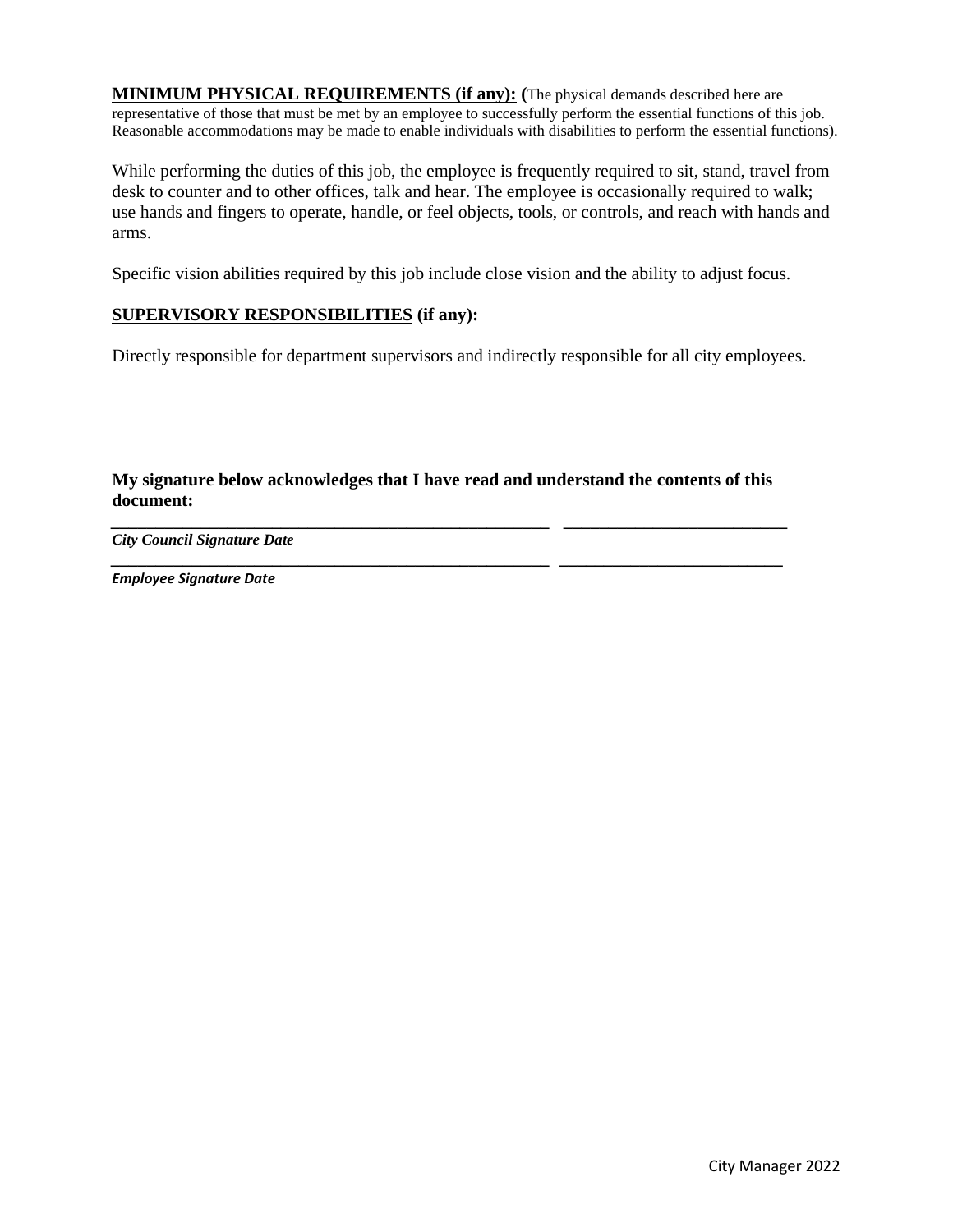**MINIMUM PHYSICAL REQUIREMENTS (if any): (**The physical demands described here are representative of those that must be met by an employee to successfully perform the essential functions of this job. Reasonable accommodations may be made to enable individuals with disabilities to perform the essential functions).

While performing the duties of this job, the employee is frequently required to sit, stand, travel from desk to counter and to other offices, talk and hear. The employee is occasionally required to walk; use hands and fingers to operate, handle, or feel objects, tools, or controls, and reach with hands and arms.

Specific vision abilities required by this job include close vision and the ability to adjust focus.

**SUPERVISORY RESPONSIBILITIES (if any):**

Directly responsible for department supervisors and indirectly responsible for all city employees.

**My signature below acknowledges that I have read and understand the contents of this document:**

_______________________________________________ _______________________

***City Council Signature Date***

_______________________________________________ _______________________

***Employee Signature Date***